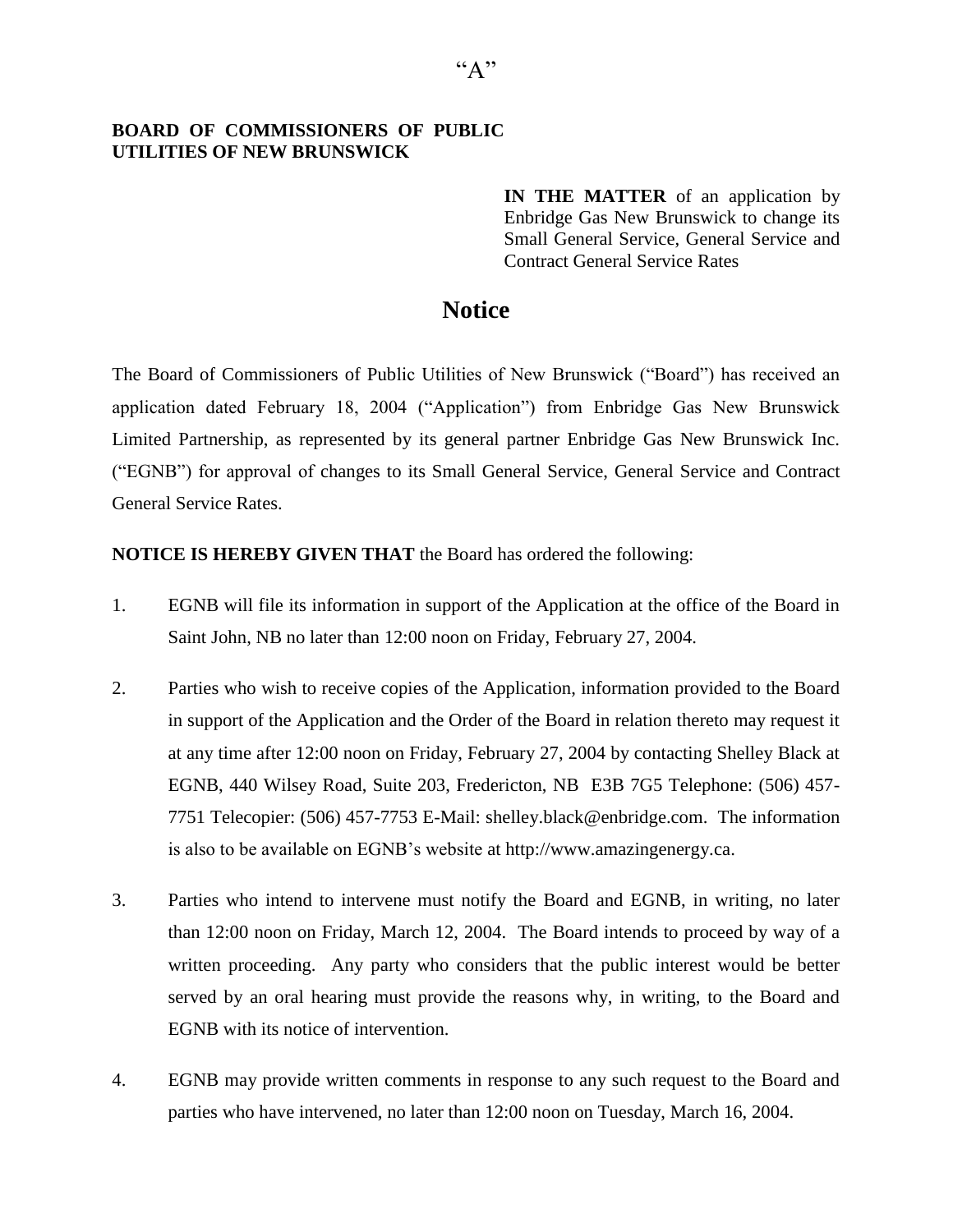"A"

**BOARD OF COMMISSIONERS OF PUBLIC UTILITIES OF NEW BRUNSWICK**

**IN THE MATTER** of an application by Enbridge Gas New Brunswick to change its Small General Service, General Service and Contract General Service Rates

# Notice

The Board of Commissioners of Public Utilities of New Brunswick ("Board") has received an application dated February 18, 2004 ("Application") from Enbridge Gas New Brunswick Limited Partnership, as represented by its general partner Enbridge Gas New Brunswick Inc. ("EGNB") for approval of changes to its Small General Service, General Service and Contract General Service Rates.

**NOTICE IS HEREBY GIVEN THAT** the Board has ordered the following:

1. EGNB will file its information in support of the Application at the office of the Board in Saint John, NB no later than 12:00 noon on Friday, February 27, 2004.

2. Parties who wish to receive copies of the Application, information provided to the Board in support of the Application and the Order of the Board in relation thereto may request it at any time after 12:00 noon on Friday, February 27, 2004 by contacting Shelley Black at EGNB, 440 Wilsey Road, Suite 203, Fredericton, NB E3B 7G5 Telephone: (506) 457-7751 Telecopier: (506) 457-7753 E-Mail: shelley.black@enbridge.com. The information is also to be available on EGNB's website at http://www.amazingenergy.ca.

3. Parties who intend to intervene must notify the Board and EGNB, in writing, no later than 12:00 noon on Friday, March 12, 2004. The Board intends to proceed by way of a written proceeding. Any party who considers that the public interest would be better served by an oral hearing must provide the reasons why, in writing, to the Board and EGNB with its notice of intervention.

4. EGNB may provide written comments in response to any such request to the Board and parties who have intervened, no later than 12:00 noon on Tuesday, March 16, 2004.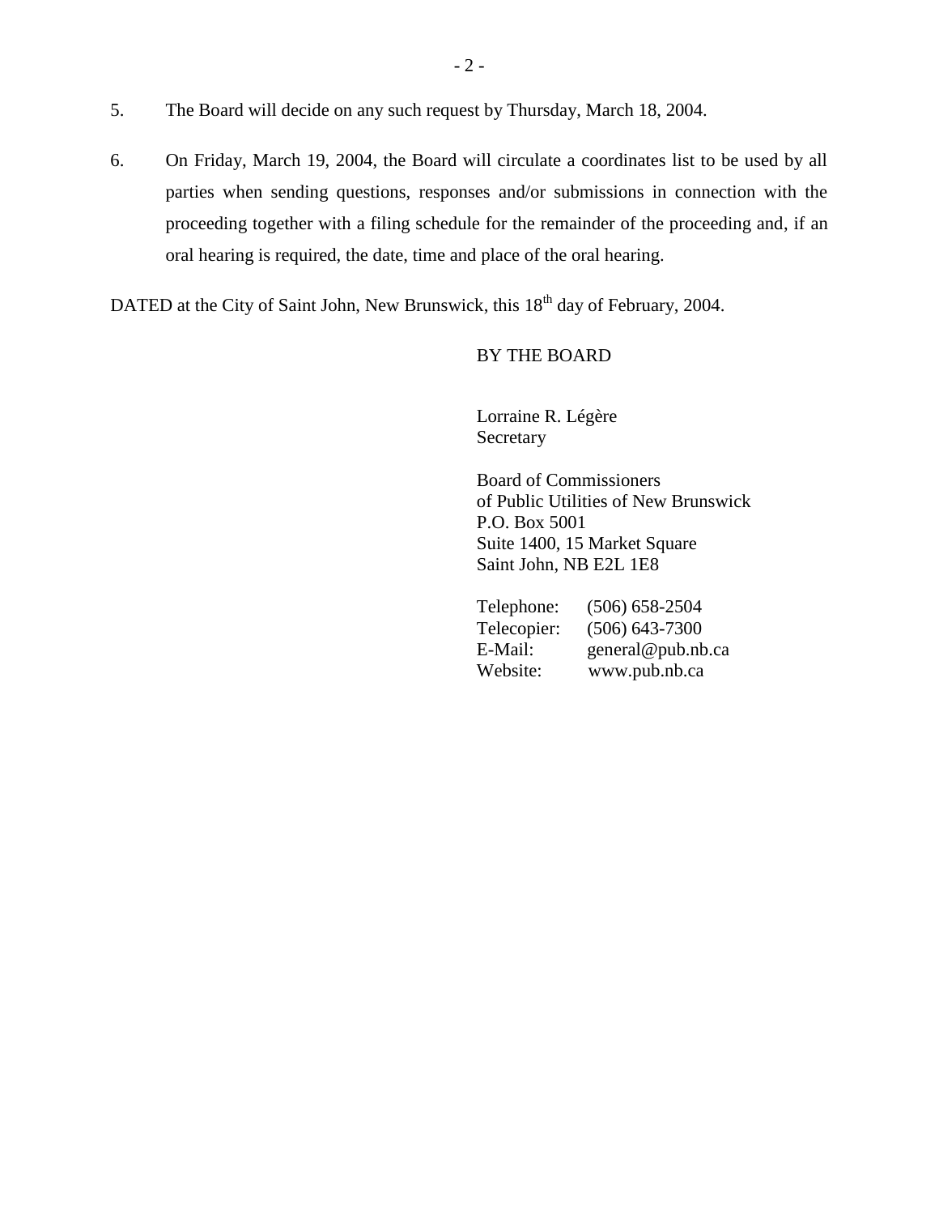5. The Board will decide on any such request by Thursday, March 18, 2004.

6. On Friday, March 19, 2004, the Board will circulate a coordinates list to be used by all parties when sending questions, responses and/or submissions in connection with the proceeding together with a filing schedule for the remainder of the proceeding and, if an oral hearing is required, the date, time and place of the oral hearing.

DATED at the City of Saint John, New Brunswick, this 18th day of February, 2004.

BY THE BOARD

Lorraine R. Légère
Secretary

Board of Commissioners
of Public Utilities of New Brunswick
P.O. Box 5001
Suite 1400, 15 Market Square
Saint John, NB E2L 1E8

Telephone: (506) 658-2504
Telecopier: (506) 643-7300
E-Mail: general@pub.nb.ca
Website: www.pub.nb.ca